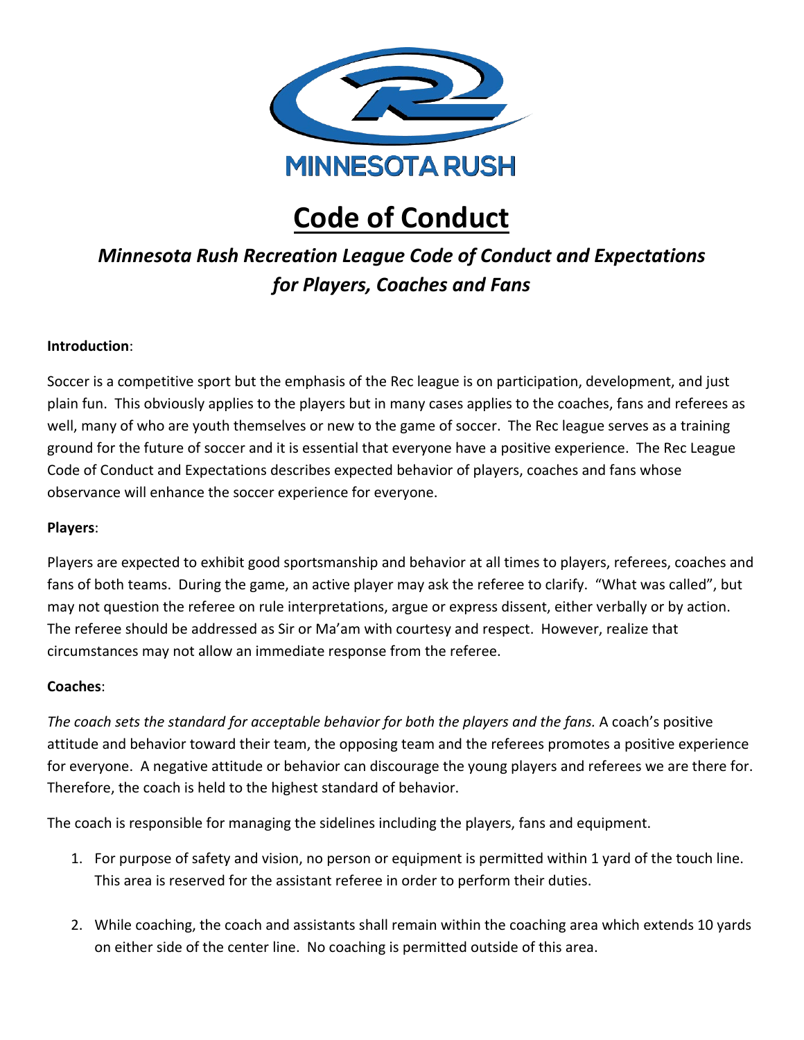MINNESOTA RUSH

# Code of Conduct

## *Minnesota Rush Recreation League Code of Conduct and Expectations for Players, Coaches and Fans*

**Introduction**:

Soccer is a competitive sport but the emphasis of the Rec league is on participation, development, and just plain fun. This obviously applies to the players but in many cases applies to the coaches, fans and referees as well, many of who are youth themselves or new to the game of soccer. The Rec league serves as a training ground for the future of soccer and it is essential that everyone have a positive experience. The Rec League Code of Conduct and Expectations describes expected behavior of players, coaches and fans whose observance will enhance the soccer experience for everyone.

**Players**:

Players are expected to exhibit good sportsmanship and behavior at all times to players, referees, coaches and fans of both teams. During the game, an active player may ask the referee to clarify. "What was called", but may not question the referee on rule interpretations, argue or express dissent, either verbally or by action. The referee should be addressed as Sir or Ma'am with courtesy and respect. However, realize that circumstances may not allow an immediate response from the referee.

**Coaches**:

*The coach sets the standard for acceptable behavior for both the players and the fans.* A coach's positive attitude and behavior toward their team, the opposing team and the referees promotes a positive experience for everyone. A negative attitude or behavior can discourage the young players and referees we are there for. Therefore, the coach is held to the highest standard of behavior.

The coach is responsible for managing the sidelines including the players, fans and equipment.

1. For purpose of safety and vision, no person or equipment is permitted within 1 yard of the touch line. This area is reserved for the assistant referee in order to perform their duties.

2. While coaching, the coach and assistants shall remain within the coaching area which extends 10 yards on either side of the center line. No coaching is permitted outside of this area.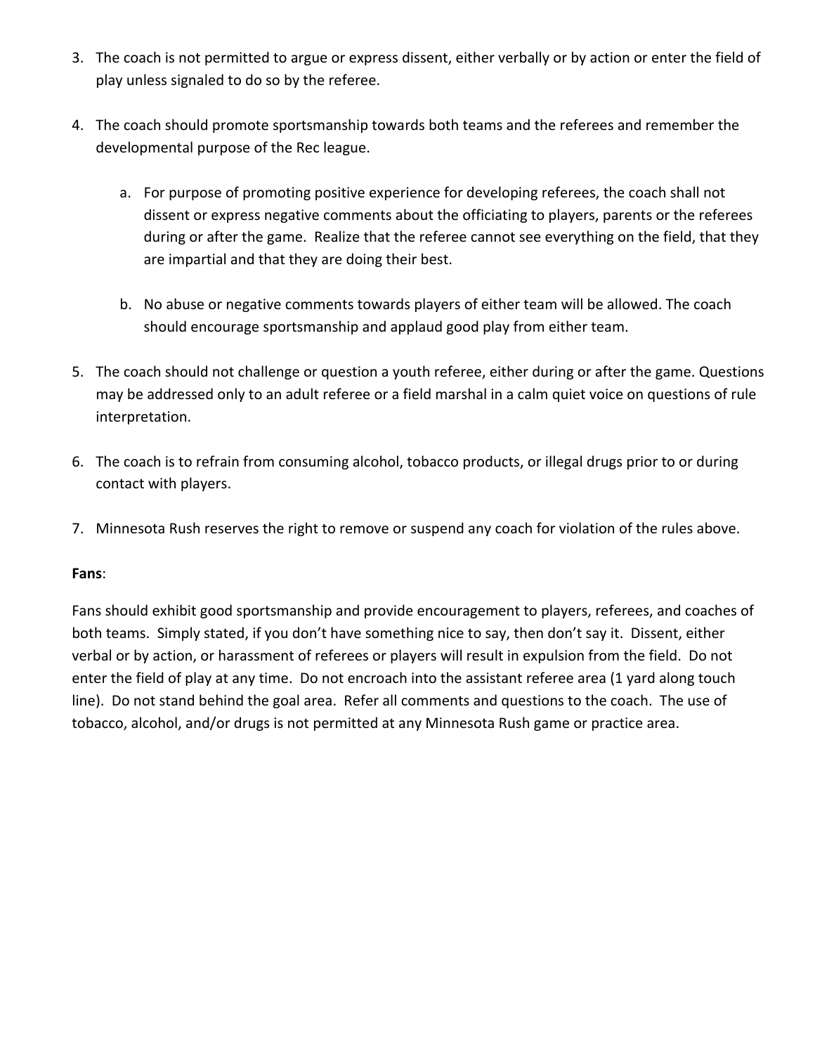3. The coach is not permitted to argue or express dissent, either verbally or by action or enter the field of play unless signaled to do so by the referee.

4. The coach should promote sportsmanship towards both teams and the referees and remember the developmental purpose of the Rec league.

   a. For purpose of promoting positive experience for developing referees, the coach shall not dissent or express negative comments about the officiating to players, parents or the referees during or after the game. Realize that the referee cannot see everything on the field, that they are impartial and that they are doing their best.

   b. No abuse or negative comments towards players of either team will be allowed. The coach should encourage sportsmanship and applaud good play from either team.

5. The coach should not challenge or question a youth referee, either during or after the game. Questions may be addressed only to an adult referee or a field marshal in a calm quiet voice on questions of rule interpretation.

6. The coach is to refrain from consuming alcohol, tobacco products, or illegal drugs prior to or during contact with players.

7. Minnesota Rush reserves the right to remove or suspend any coach for violation of the rules above.

**Fans**:

Fans should exhibit good sportsmanship and provide encouragement to players, referees, and coaches of both teams. Simply stated, if you don't have something nice to say, then don't say it. Dissent, either verbal or by action, or harassment of referees or players will result in expulsion from the field. Do not enter the field of play at any time. Do not encroach into the assistant referee area (1 yard along touch line). Do not stand behind the goal area. Refer all comments and questions to the coach. The use of tobacco, alcohol, and/or drugs is not permitted at any Minnesota Rush game or practice area.